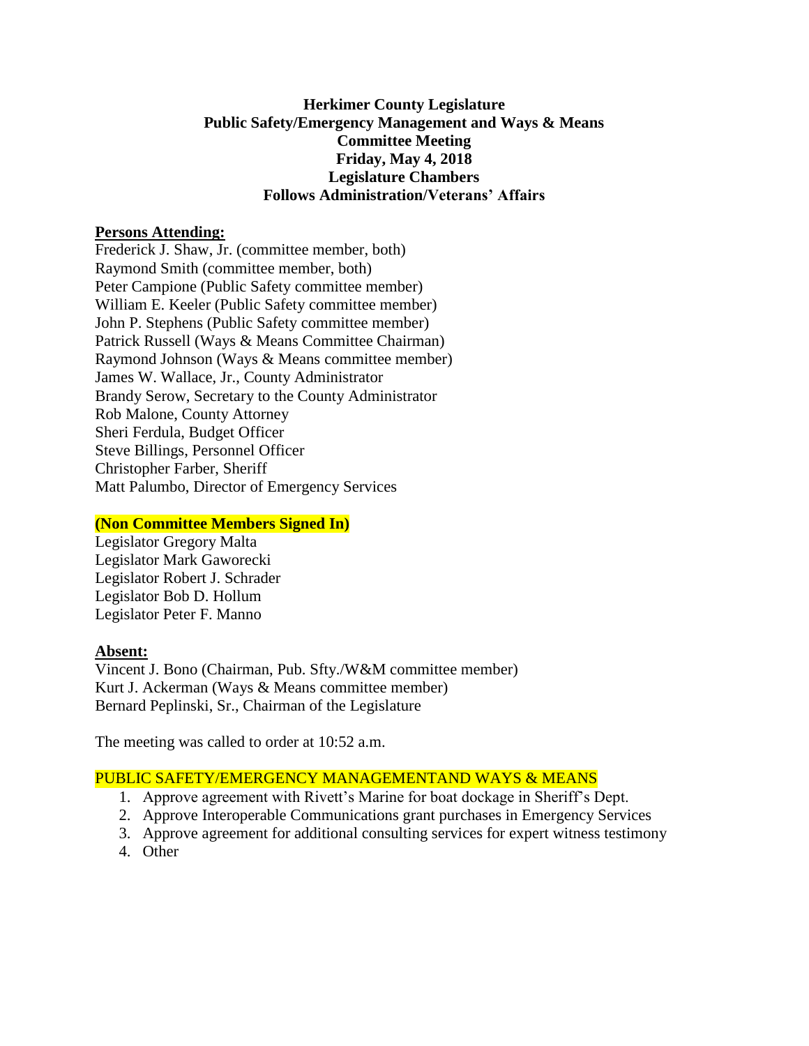**Herkimer County Legislature**
**Public Safety/Emergency Management and Ways & Means**
**Committee Meeting**
**Friday, May 4, 2018**
**Legislature Chambers**
**Follows Administration/Veterans' Affairs**

**Persons Attending:**

Frederick J. Shaw, Jr. (committee member, both)
Raymond Smith (committee member, both)
Peter Campione (Public Safety committee member)
William E. Keeler (Public Safety committee member)
John P. Stephens (Public Safety committee member)
Patrick Russell (Ways & Means Committee Chairman)
Raymond Johnson (Ways & Means committee member)
James W. Wallace, Jr., County Administrator
Brandy Serow, Secretary to the County Administrator
Rob Malone, County Attorney
Sheri Ferdula, Budget Officer
Steve Billings, Personnel Officer
Christopher Farber, Sheriff
Matt Palumbo, Director of Emergency Services

**(Non Committee Members Signed In)**

Legislator Gregory Malta
Legislator Mark Gaworecki
Legislator Robert J. Schrader
Legislator Bob D. Hollum
Legislator Peter F. Manno

**Absent:**

Vincent J. Bono (Chairman, Pub. Sfty./W&M committee member)
Kurt J. Ackerman (Ways & Means committee member)
Bernard Peplinski, Sr., Chairman of the Legislature

The meeting was called to order at 10:52 a.m.

PUBLIC SAFETY/EMERGENCY MANAGEMENTAND WAYS & MEANS

1. Approve agreement with Rivett's Marine for boat dockage in Sheriff's Dept.
2. Approve Interoperable Communications grant purchases in Emergency Services
3. Approve agreement for additional consulting services for expert witness testimony
4. Other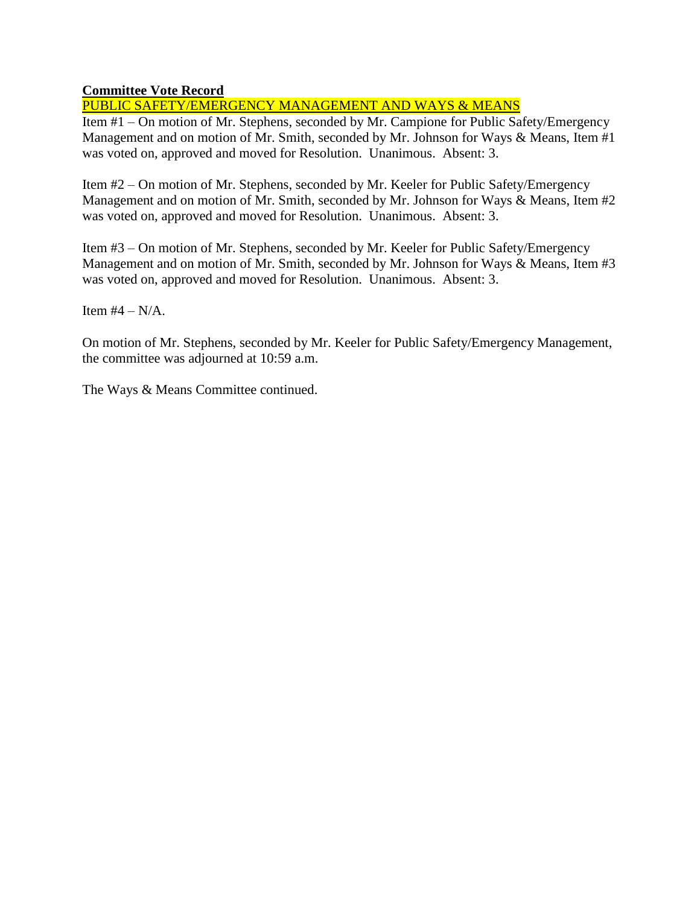**Committee Vote Record**

PUBLIC SAFETY/EMERGENCY MANAGEMENT AND WAYS & MEANS

Item #1 – On motion of Mr. Stephens, seconded by Mr. Campione for Public Safety/Emergency Management and on motion of Mr. Smith, seconded by Mr. Johnson for Ways & Means, Item #1 was voted on, approved and moved for Resolution. Unanimous. Absent: 3.

Item #2 – On motion of Mr. Stephens, seconded by Mr. Keeler for Public Safety/Emergency Management and on motion of Mr. Smith, seconded by Mr. Johnson for Ways & Means, Item #2 was voted on, approved and moved for Resolution. Unanimous. Absent: 3.

Item #3 – On motion of Mr. Stephens, seconded by Mr. Keeler for Public Safety/Emergency Management and on motion of Mr. Smith, seconded by Mr. Johnson for Ways & Means, Item #3 was voted on, approved and moved for Resolution. Unanimous. Absent: 3.

Item #4 – N/A.

On motion of Mr. Stephens, seconded by Mr. Keeler for Public Safety/Emergency Management, the committee was adjourned at 10:59 a.m.

The Ways & Means Committee continued.